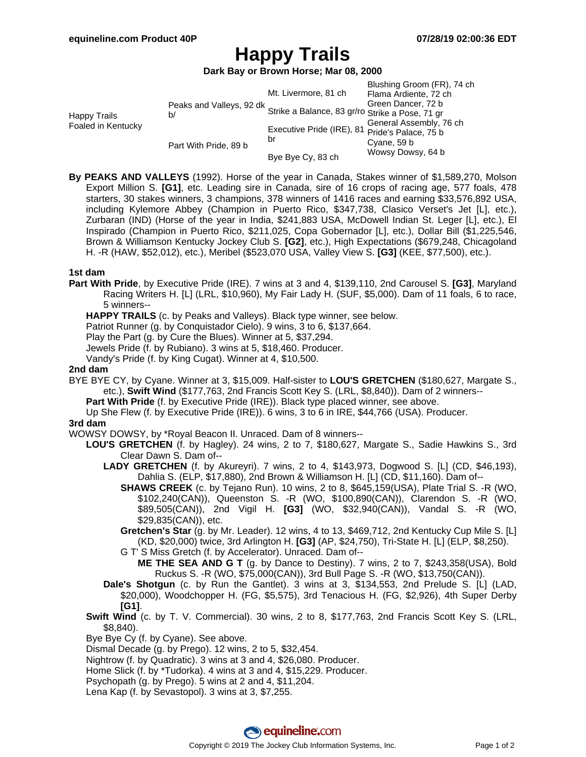# Happy Trails

**Dark Bay or Brown Horse; Mar 08, 2000**

| | | | |
|---|---|---|---|
| Happy Trails Foaled in Kentucky | Peaks and Valleys, 92 dk b/ | Mt. Livermore, 81 ch | Blushing Groom (FR), 74 ch |
| | | | Flama Ardiente, 72 ch |
| | | Strike a Balance, 83 gr/ro | Green Dancer, 72 b |
| | | | Strike a Pose, 71 gr |
| | Part With Pride, 89 b | Executive Pride (IRE), 81 br | General Assembly, 76 ch |
| | | | Pride's Palace, 75 b |
| | | Bye Bye Cy, 83 ch | Cyane, 59 b |
| | | | Wowsy Dowsy, 64 b |

**By PEAKS AND VALLEYS** (1992). Horse of the year in Canada, Stakes winner of $1,589,270, Molson Export Million S. **[G1]**, etc. Leading sire in Canada, sire of 16 crops of racing age, 577 foals, 478 starters, 30 stakes winners, 3 champions, 378 winners of 1416 races and earning $33,576,892 USA, including Kylemore Abbey (Champion in Puerto Rico, $347,738, Clasico Verset's Jet [L], etc.), Zurbaran (IND) (Horse of the year in India, $241,883 USA, McDowell Indian St. Leger [L], etc.), El Inspirado (Champion in Puerto Rico, $211,025, Copa Gobernador [L], etc.), Dollar Bill ($1,225,546, Brown & Williamson Kentucky Jockey Club S. **[G2]**, etc.), High Expectations ($679,248, Chicagoland H. -R (HAW, $52,012), etc.), Meribel ($523,070 USA, Valley View S. **[G3]** (KEE, $77,500), etc.).

### 1st dam

**Part With Pride**, by Executive Pride (IRE). 7 wins at 3 and 4, $139,110, 2nd Carousel S. **[G3]**, Maryland Racing Writers H. [L] (LRL, $10,960), My Fair Lady H. (SUF, $5,000). Dam of 11 foals, 6 to race, 5 winners--

- **HAPPY TRAILS** (c. by Peaks and Valleys). Black type winner, see below.
- Patriot Runner (g. by Conquistador Cielo). 9 wins, 3 to 6, $137,664.
- Play the Part (g. by Cure the Blues). Winner at 5, $37,294.
- Jewels Pride (f. by Rubiano). 3 wins at 5, $18,460. Producer.
- Vandy's Pride (f. by King Cugat). Winner at 4, $10,500.

### 2nd dam

BYE BYE CY, by Cyane. Winner at 3, $15,009. Half-sister to **LOU'S GRETCHEN** ($180,627, Margate S., etc.), **Swift Wind** ($177,763, 2nd Francis Scott Key S. (LRL, $8,840)). Dam of 2 winners--

- **Part With Pride** (f. by Executive Pride (IRE)). Black type placed winner, see above.
- Up She Flew (f. by Executive Pride (IRE)). 6 wins, 3 to 6 in IRE, $44,766 (USA). Producer.

### 3rd dam

WOWSY DOWSY, by *Royal Beacon II. Unraced. Dam of 8 winners--

- **LOU'S GRETCHEN** (f. by Hagley). 24 wins, 2 to 7, $180,627, Margate S., Sadie Hawkins S., 3rd Clear Dawn S. Dam of--
  - **LADY GRETCHEN** (f. by Akureyri). 7 wins, 2 to 4, $143,973, Dogwood S. [L] (CD, $46,193), Dahlia S. (ELP, $17,880), 2nd Brown & Williamson H. [L] (CD, $11,160). Dam of--
    - **SHAWS CREEK** (c. by Tejano Run). 10 wins, 2 to 8, $645,159(USA), Plate Trial S. -R (WO, $102,240(CAN)), Queenston S. -R (WO, $100,890(CAN)), Clarendon S. -R (WO, $89,505(CAN)), 2nd Vigil H. **[G3]** (WO, $32,940(CAN)), Vandal S. -R (WO, $29,835(CAN)), etc.
    - **Gretchen's Star** (g. by Mr. Leader). 12 wins, 4 to 13, $469,712, 2nd Kentucky Cup Mile S. [L] (KD, $20,000) twice, 3rd Arlington H. **[G3]** (AP, $24,750), Tri-State H. [L] (ELP, $8,250).
    - G T' S Miss Gretch (f. by Accelerator). Unraced. Dam of--
      - **ME THE SEA AND G T** (g. by Dance to Destiny). 7 wins, 2 to 7, $243,358(USA), Bold Ruckus S. -R (WO, $75,000(CAN)), 3rd Bull Page S. -R (WO, $13,750(CAN)).
  - **Dale's Shotgun** (c. by Run the Gantlet). 3 wins at 3, $134,553, 2nd Prelude S. [L] (LAD, $20,000), Woodchopper H. (FG, $5,575), 3rd Tenacious H. (FG, $2,926), 4th Super Derby **[G1]**.
- **Swift Wind** (c. by T. V. Commercial). 30 wins, 2 to 8, $177,763, 2nd Francis Scott Key S. (LRL, $8,840).
- Bye Bye Cy (f. by Cyane). See above.
- Dismal Decade (g. by Prego). 12 wins, 2 to 5, $32,454.
- Nightrow (f. by Quadratic). 3 wins at 3 and 4, $26,080. Producer.
- Home Slick (f. by *Tudorka). 4 wins at 3 and 4, $15,229. Producer.
- Psychopath (g. by Prego). 5 wins at 2 and 4, $11,204.
- Lena Kap (f. by Sevastopol). 3 wins at 3, $7,255.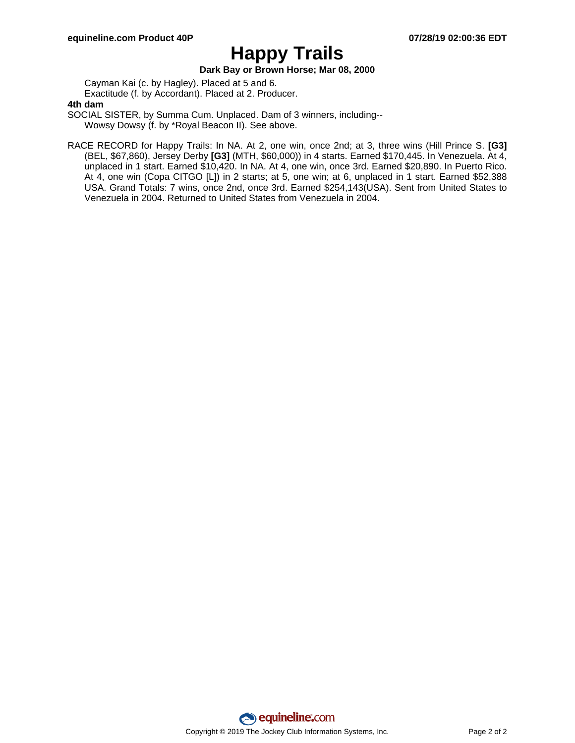# Happy Trails

**Dark Bay or Brown Horse; Mar 08, 2000**

Cayman Kai (c. by Hagley). Placed at 5 and 6.
Exactitude (f. by Accordant). Placed at 2. Producer.

**4th dam**

SOCIAL SISTER, by Summa Cum. Unplaced. Dam of 3 winners, including--
Wowsy Dowsy (f. by *Royal Beacon II). See above.

RACE RECORD for Happy Trails: In NA. At 2, one win, once 2nd; at 3, three wins (Hill Prince S. **[G3]** (BEL, $67,860), Jersey Derby **[G3]** (MTH, $60,000)) in 4 starts. Earned $170,445. In Venezuela. At 4, unplaced in 1 start. Earned $10,420. In NA. At 4, one win, once 3rd. Earned $20,890. In Puerto Rico. At 4, one win (Copa CITGO [L]) in 2 starts; at 5, one win; at 6, unplaced in 1 start. Earned $52,388 USA. Grand Totals: 7 wins, once 2nd, once 3rd. Earned $254,143(USA). Sent from United States to Venezuela in 2004. Returned to United States from Venezuela in 2004.